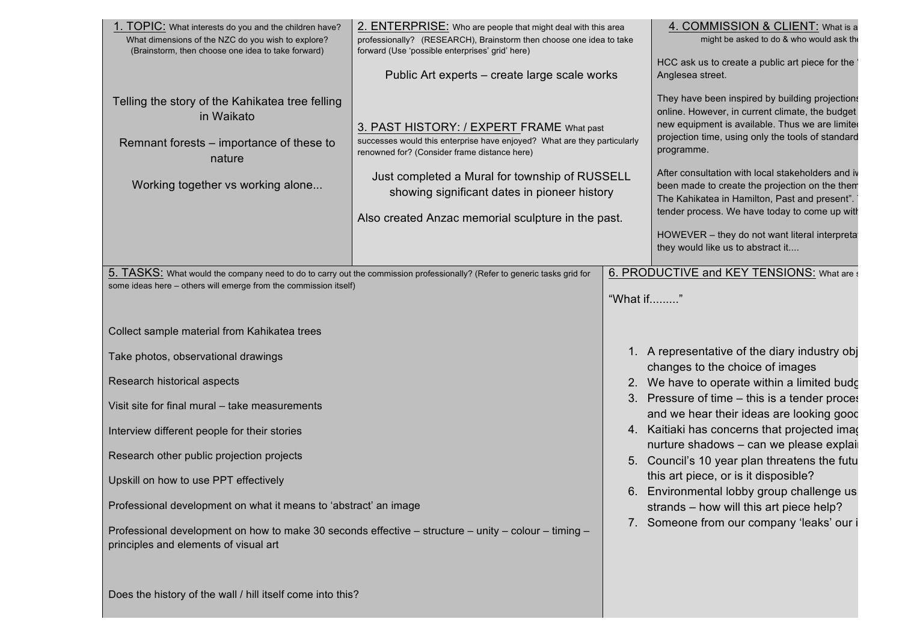## 1. TOPIC: What interests do you and the children have? What dimensions of the NZC do you wish to explore? (Brainstorm, then choose one idea to take forward)

Telling the story of the Kahikatea tree felling in Waikato

Remnant forests – importance of these to nature

Working together vs working alone...

## 2. ENTERPRISE: Who are people that might deal with this area professionally? (RESEARCH), Brainstorm then choose one idea to take forward (Use 'possible enterprises' grid' here)

Public Art experts – create large scale works

## 3. PAST HISTORY: / EXPERT FRAME What past successes would this enterprise have enjoyed? What are they particularly renowned for? (Consider frame distance here)

Just completed a Mural for township of RUSSELL showing significant dates in pioneer history

Also created Anzac memorial sculpture in the past.

## 4. COMMISSION & CLIENT: What is a might be asked to do & who would ask the

HCC ask us to create a public art piece for the Anglesea street.

They have been inspired by building projections online. However, in current climate, the budget new equipment is available. Thus we are limite projection time, using only the tools of standard programme.

After consultation with local stakeholders and iw been made to create the projection on the them The Kahikatea in Hamilton, Past and present". tender process. We have today to come up with

HOWEVER – they do not want literal interpreta they would like us to abstract it....

## 5. TASKS: What would the company need to do to carry out the commission professionally? (Refer to generic tasks grid for some ideas here – others will emerge from the commission itself)

Collect sample material from Kahikatea trees

Take photos, observational drawings

Research historical aspects

Visit site for final mural – take measurements

Interview different people for their stories

Research other public projection projects

Upskill on how to use PPT effectively

Professional development on what it means to 'abstract' an image

Professional development on how to make 30 seconds effective – structure – unity – colour – timing – principles and elements of visual art

Does the history of the wall / hill itself come into this?

## 6. PRODUCTIVE and KEY TENSIONS: What are s

"What if........"

1. A representative of the diary industry obj changes to the choice of images
2. We have to operate within a limited budg
3. Pressure of time – this is a tender proces and we hear their ideas are looking good
4. Kaitiaki has concerns that projected imag nurture shadows – can we please explai
5. Council's 10 year plan threatens the futu this art piece, or is it disposible?
6. Environmental lobby group challenge us strands – how will this art piece help?
7. Someone from our company 'leaks' our i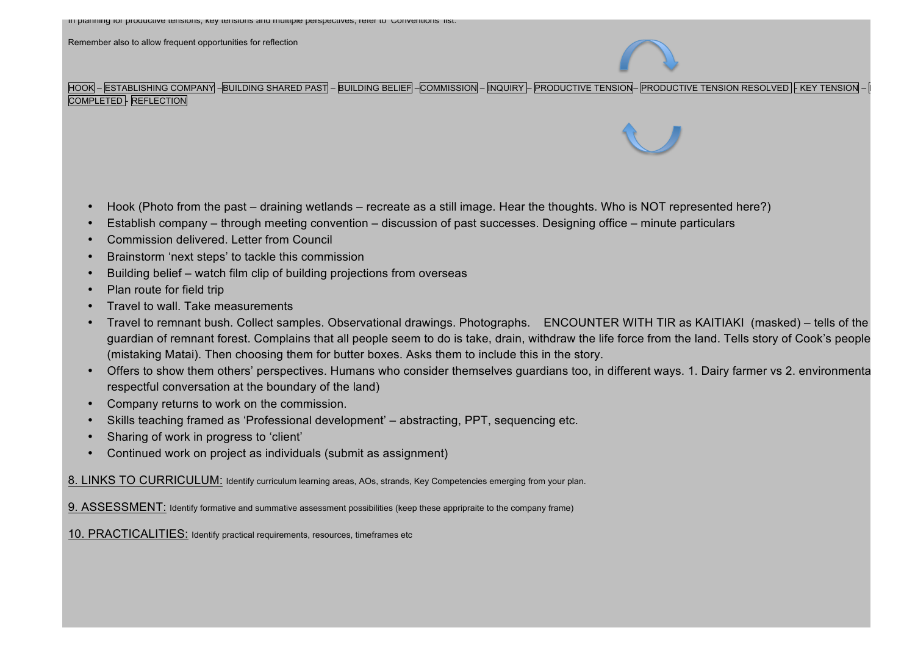In planning for productive tensions, key tensions and multiple perspectives, refer to 'Conventions' list.

Remember also to allow frequent opportunities for reflection

HOOK – ESTABLISHING COMPANY –BUILDING SHARED PAST – BUILDING BELIEF –COMMISSION – INQUIRY – PRODUCTIVE TENSION– PRODUCTIVE TENSION RESOLVED - KEY TENSION – COMPLETED - REFLECTION

- Hook (Photo from the past – draining wetlands – recreate as a still image. Hear the thoughts. Who is NOT represented here?)
- Establish company – through meeting convention – discussion of past successes. Designing office – minute particulars
- Commission delivered. Letter from Council
- Brainstorm 'next steps' to tackle this commission
- Building belief – watch film clip of building projections from overseas
- Plan route for field trip
- Travel to wall. Take measurements
- Travel to remnant bush. Collect samples. Observational drawings. Photographs. ENCOUNTER WITH TIR as KAITIAKI (masked) – tells of the guardian of remnant forest. Complains that all people seem to do is take, drain, withdraw the life force from the land. Tells story of Cook's people (mistaking Matai). Then choosing them for butter boxes. Asks them to include this in the story.
- Offers to show them others' perspectives. Humans who consider themselves guardians too, in different ways. 1. Dairy farmer vs 2. environmenta respectful conversation at the boundary of the land)
- Company returns to work on the commission.
- Skills teaching framed as 'Professional development' – abstracting, PPT, sequencing etc.
- Sharing of work in progress to 'client'
- Continued work on project as individuals (submit as assignment)

8. LINKS TO CURRICULUM: Identify curriculum learning areas, AOs, strands, Key Competencies emerging from your plan.

9. ASSESSMENT: Identify formative and summative assessment possibilities (keep these appripraite to the company frame)

10. PRACTICALITIES: Identify practical requirements, resources, timeframes etc